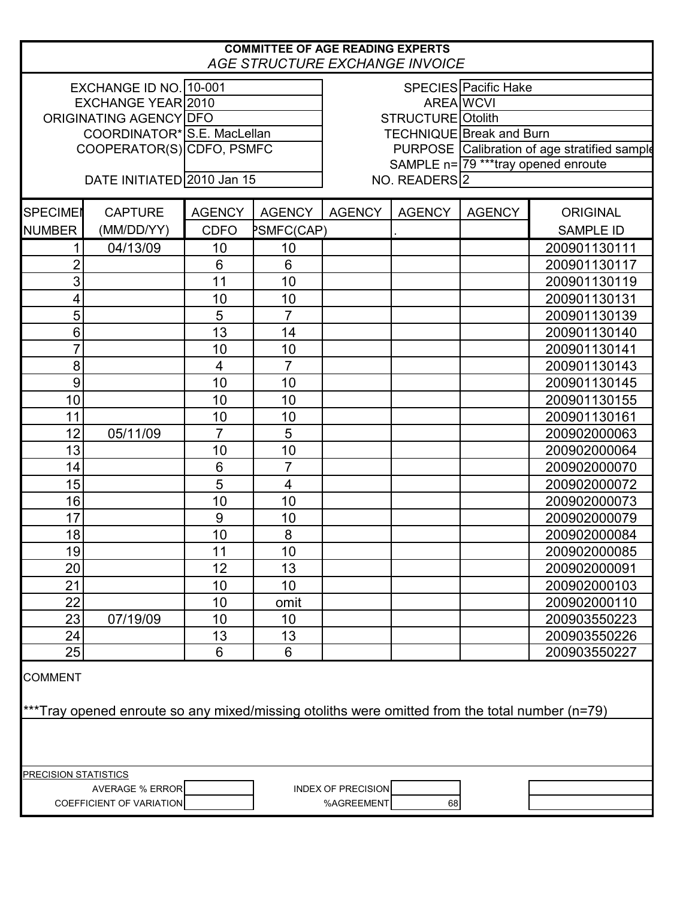# COMMITTEE OF AGE READING EXPERTS

## *AGE STRUCTURE EXCHANGE INVOICE*

| | | | |
|---|---|---|---|
| EXCHANGE ID NO. | 10-001 | SPECIES | Pacific Hake |
| EXCHANGE YEAR | 2010 | AREA | WCVI |
| ORIGINATING AGENCY | DFO | STRUCTURE | Otolith |
| COORDINATOR* | S.E. MacLellan | TECHNIQUE | Break and Burn |
| COOPERATOR(S) | CDFO, PSMFC | PURPOSE | Calibration of age stratified sample |
| | | SAMPLE n= | 79 ***tray opened enroute |
| DATE INITIATED | 2010 Jan 15 | NO. READERS | 2 |

| SPECIMEN NUMBER | CAPTURE (MM/DD/YY) | AGENCY CDFO | AGENCY PSMFC(CAP) | AGENCY | AGENCY | AGENCY | ORIGINAL SAMPLE ID |
|---|---|---|---|---|---|---|---|
| 1 | 04/13/09 | 10 | 10 | | | | 200901130111 |
| 2 | | 6 | 6 | | | | 200901130117 |
| 3 | | 11 | 10 | | | | 200901130119 |
| 4 | | 10 | 10 | | | | 200901130131 |
| 5 | | 5 | 7 | | | | 200901130139 |
| 6 | | 13 | 14 | | | | 200901130140 |
| 7 | | 10 | 10 | | | | 200901130141 |
| 8 | | 4 | 7 | | | | 200901130143 |
| 9 | | 10 | 10 | | | | 200901130145 |
| 10 | | 10 | 10 | | | | 200901130155 |
| 11 | | 10 | 10 | | | | 200901130161 |
| 12 | 05/11/09 | 7 | 5 | | | | 200902000063 |
| 13 | | 10 | 10 | | | | 200902000064 |
| 14 | | 6 | 7 | | | | 200902000070 |
| 15 | | 5 | 4 | | | | 200902000072 |
| 16 | | 10 | 10 | | | | 200902000073 |
| 17 | | 9 | 10 | | | | 200902000079 |
| 18 | | 10 | 8 | | | | 200902000084 |
| 19 | | 11 | 10 | | | | 200902000085 |
| 20 | | 12 | 13 | | | | 200902000091 |
| 21 | | 10 | 10 | | | | 200902000103 |
| 22 | | 10 | omit | | | | 200902000110 |
| 23 | 07/19/09 | 10 | 10 | | | | 200903550223 |
| 24 | | 13 | 13 | | | | 200903550226 |
| 25 | | 6 | 6 | | | | 200903550227 |

COMMENT

***Tray opened enroute so any mixed/missing otoliths were omitted from the total number (n=79)

PRECISION STATISTICS

| | | | |
|---|---|---|---|
| AVERAGE % ERROR | | INDEX OF PRECISION | |
| COEFFICIENT OF VARIATION | | %AGREEMENT | 68 |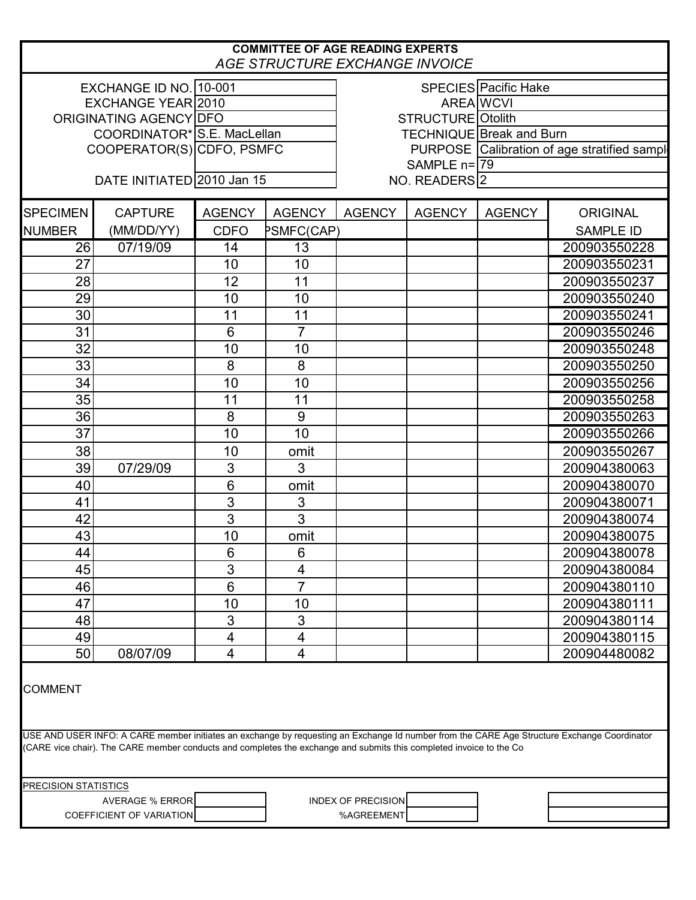**COMMITTEE OF AGE READING EXPERTS**

*AGE STRUCTURE EXCHANGE INVOICE*

| | | | |
|---|---|---|---|
| EXCHANGE ID NO. | 10-001 | SPECIES | Pacific Hake |
| EXCHANGE YEAR | 2010 | AREA | WCVI |
| ORIGINATING AGENCY | DFO | STRUCTURE | Otolith |
| COORDINATOR* | S.E. MacLellan | TECHNIQUE | Break and Burn |
| COOPERATOR(S) | CDFO, PSMFC | PURPOSE | Calibration of age stratified sampl |
| | | SAMPLE n= | 79 |
| DATE INITIATED | 2010 Jan 15 | NO. READERS | 2 |

| SPECIMEN NUMBER | CAPTURE (MM/DD/YY) | AGENCY CDFO | AGENCY PSMFC(CAP) | AGENCY | AGENCY | AGENCY | ORIGINAL SAMPLE ID |
|---|---|---|---|---|---|---|---|
| 26 | 07/19/09 | 14 | 13 | | | | 200903550228 |
| 27 | | 10 | 10 | | | | 200903550231 |
| 28 | | 12 | 11 | | | | 200903550237 |
| 29 | | 10 | 10 | | | | 200903550240 |
| 30 | | 11 | 11 | | | | 200903550241 |
| 31 | | 6 | 7 | | | | 200903550246 |
| 32 | | 10 | 10 | | | | 200903550248 |
| 33 | | 8 | 8 | | | | 200903550250 |
| 34 | | 10 | 10 | | | | 200903550256 |
| 35 | | 11 | 11 | | | | 200903550258 |
| 36 | | 8 | 9 | | | | 200903550263 |
| 37 | | 10 | 10 | | | | 200903550266 |
| 38 | | 10 | omit | | | | 200903550267 |
| 39 | 07/29/09 | 3 | 3 | | | | 200904380063 |
| 40 | | 6 | omit | | | | 200904380070 |
| 41 | | 3 | 3 | | | | 200904380071 |
| 42 | | 3 | 3 | | | | 200904380074 |
| 43 | | 10 | omit | | | | 200904380075 |
| 44 | | 6 | 6 | | | | 200904380078 |
| 45 | | 3 | 4 | | | | 200904380084 |
| 46 | | 6 | 7 | | | | 200904380110 |
| 47 | | 10 | 10 | | | | 200904380111 |
| 48 | | 3 | 3 | | | | 200904380114 |
| 49 | | 4 | 4 | | | | 200904380115 |
| 50 | 08/07/09 | 4 | 4 | | | | 200904480082 |

COMMENT

USE AND USER INFO: A CARE member initiates an exchange by requesting an Exchange Id number from the CARE Age Structure Exchange Coordinator (CARE vice chair). The CARE member conducts and completes the exchange and submits this completed invoice to the Co

PRECISION STATISTICS

| | | | |
|---|---|---|---|
| AVERAGE % ERROR | | INDEX OF PRECISION | |
| COEFFICIENT OF VARIATION | | %AGREEMENT | |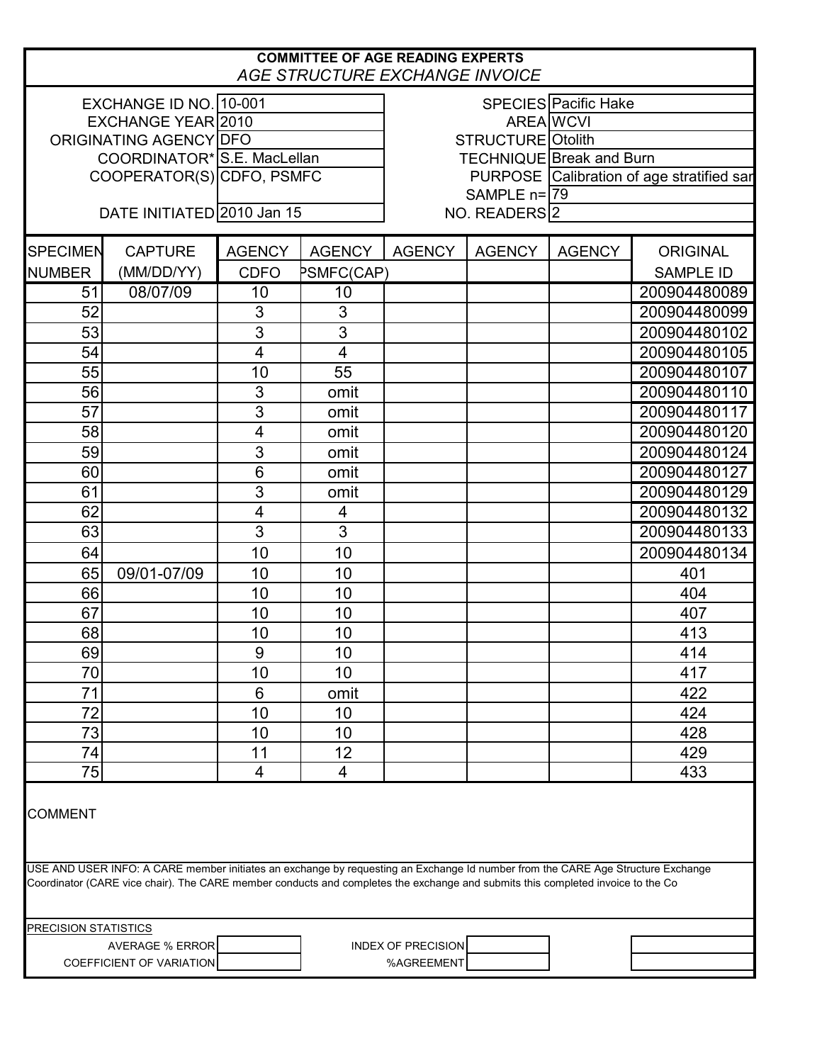# COMMITTEE OF AGE READING EXPERTS

*AGE STRUCTURE EXCHANGE INVOICE*

| | | | |
|---|---|---|---|
| EXCHANGE ID NO. | 10-001 | SPECIES | Pacific Hake |
| EXCHANGE YEAR | 2010 | AREA | WCVI |
| ORIGINATING AGENCY | DFO | STRUCTURE | Otolith |
| COORDINATOR* | S.E. MacLellan | TECHNIQUE | Break and Burn |
| COOPERATOR(S) | CDFO, PSMFC | PURPOSE | Calibration of age stratified sar |
| | | SAMPLE n= | 79 |
| DATE INITIATED | 2010 Jan 15 | NO. READERS | 2 |

| SPECIMEN NUMBER | CAPTURE (MM/DD/YY) | AGENCY CDFO | AGENCY PSMFC(CAP) | AGENCY | AGENCY | AGENCY | ORIGINAL SAMPLE ID |
|---|---|---|---|---|---|---|---|
| 51 | 08/07/09 | 10 | 10 | | | | 200904480089 |
| 52 | | 3 | 3 | | | | 200904480099 |
| 53 | | 3 | 3 | | | | 200904480102 |
| 54 | | 4 | 4 | | | | 200904480105 |
| 55 | | 10 | 55 | | | | 200904480107 |
| 56 | | 3 | omit | | | | 200904480110 |
| 57 | | 3 | omit | | | | 200904480117 |
| 58 | | 4 | omit | | | | 200904480120 |
| 59 | | 3 | omit | | | | 200904480124 |
| 60 | | 6 | omit | | | | 200904480127 |
| 61 | | 3 | omit | | | | 200904480129 |
| 62 | | 4 | 4 | | | | 200904480132 |
| 63 | | 3 | 3 | | | | 200904480133 |
| 64 | | 10 | 10 | | | | 200904480134 |
| 65 | 09/01-07/09 | 10 | 10 | | | | 401 |
| 66 | | 10 | 10 | | | | 404 |
| 67 | | 10 | 10 | | | | 407 |
| 68 | | 10 | 10 | | | | 413 |
| 69 | | 9 | 10 | | | | 414 |
| 70 | | 10 | 10 | | | | 417 |
| 71 | | 6 | omit | | | | 422 |
| 72 | | 10 | 10 | | | | 424 |
| 73 | | 10 | 10 | | | | 428 |
| 74 | | 11 | 12 | | | | 429 |
| 75 | | 4 | 4 | | | | 433 |

COMMENT

USE AND USER INFO: A CARE member initiates an exchange by requesting an Exchange Id number from the CARE Age Structure Exchange Coordinator (CARE vice chair). The CARE member conducts and completes the exchange and submits this completed invoice to the Co

PRECISION STATISTICS

| | | | |
|---|---|---|---|
| AVERAGE % ERROR | | INDEX OF PRECISION | |
| COEFFICIENT OF VARIATION | | %AGREEMENT | |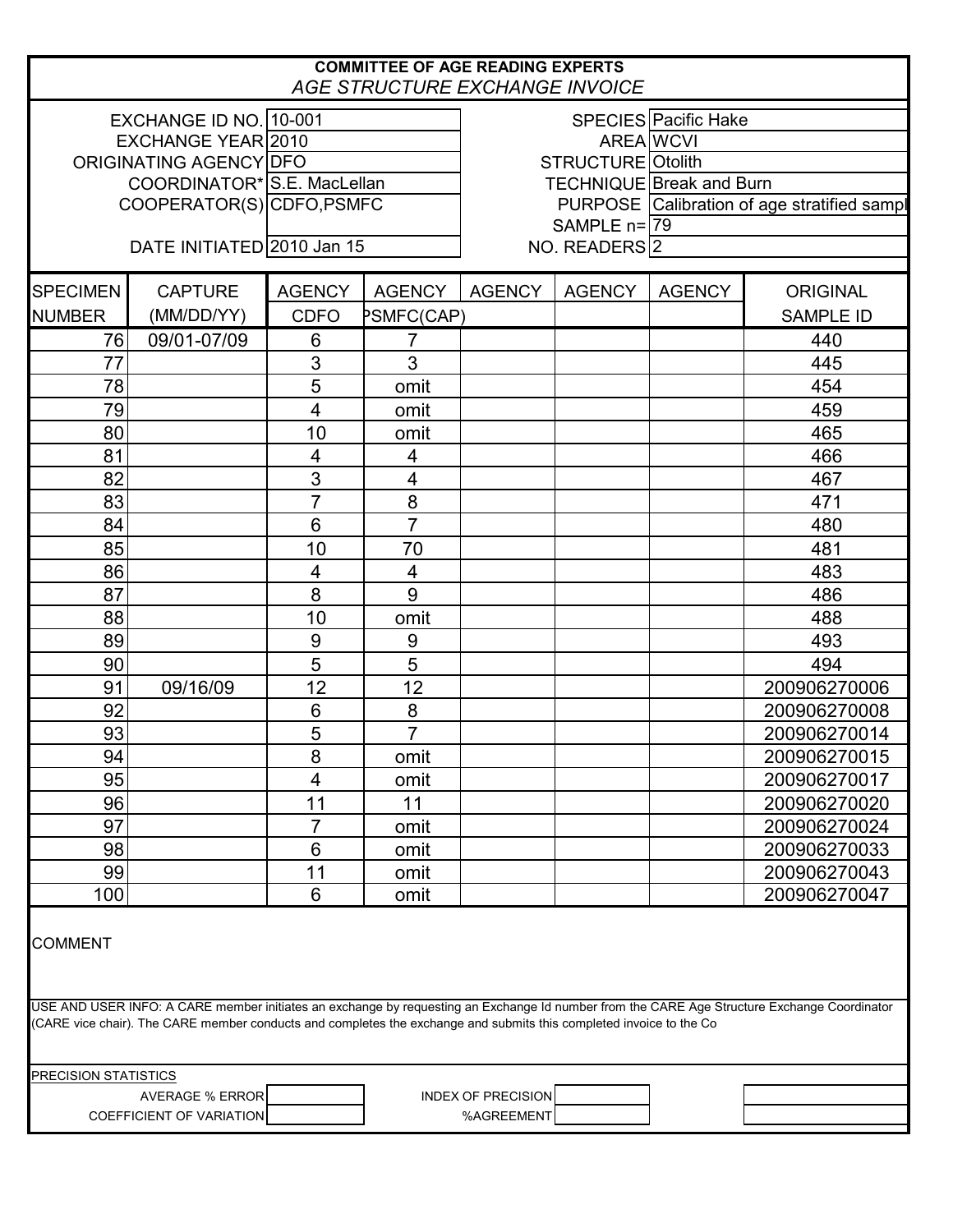**COMMITTEE OF AGE READING EXPERTS**

*AGE STRUCTURE EXCHANGE INVOICE*

| | | | |
|---|---|---|---|
| EXCHANGE ID NO. | 10-001 | SPECIES | Pacific Hake |
| EXCHANGE YEAR | 2010 | AREA | WCVI |
| ORIGINATING AGENCY | DFO | STRUCTURE | Otolith |
| COORDINATOR* | S.E. MacLellan | TECHNIQUE | Break and Burn |
| COOPERATOR(S) | CDFO,PSMFC | PURPOSE | Calibration of age stratified sampl |
| | | SAMPLE n= | 79 |
| DATE INITIATED | 2010 Jan 15 | NO. READERS | 2 |

| SPECIMEN NUMBER | CAPTURE (MM/DD/YY) | AGENCY CDFO | AGENCY PSMFC(CAP) | AGENCY | AGENCY | AGENCY | ORIGINAL SAMPLE ID |
|---|---|---|---|---|---|---|---|
| 76 | 09/01-07/09 | 6 | 7 | | | | 440 |
| 77 | | 3 | 3 | | | | 445 |
| 78 | | 5 | omit | | | | 454 |
| 79 | | 4 | omit | | | | 459 |
| 80 | | 10 | omit | | | | 465 |
| 81 | | 4 | 4 | | | | 466 |
| 82 | | 3 | 4 | | | | 467 |
| 83 | | 7 | 8 | | | | 471 |
| 84 | | 6 | 7 | | | | 480 |
| 85 | | 10 | 70 | | | | 481 |
| 86 | | 4 | 4 | | | | 483 |
| 87 | | 8 | 9 | | | | 486 |
| 88 | | 10 | omit | | | | 488 |
| 89 | | 9 | 9 | | | | 493 |
| 90 | | 5 | 5 | | | | 494 |
| 91 | 09/16/09 | 12 | 12 | | | | 200906270006 |
| 92 | | 6 | 8 | | | | 200906270008 |
| 93 | | 5 | 7 | | | | 200906270014 |
| 94 | | 8 | omit | | | | 200906270015 |
| 95 | | 4 | omit | | | | 200906270017 |
| 96 | | 11 | 11 | | | | 200906270020 |
| 97 | | 7 | omit | | | | 200906270024 |
| 98 | | 6 | omit | | | | 200906270033 |
| 99 | | 11 | omit | | | | 200906270043 |
| 100 | | 6 | omit | | | | 200906270047 |

COMMENT

USE AND USER INFO: A CARE member initiates an exchange by requesting an Exchange Id number from the CARE Age Structure Exchange Coordinator (CARE vice chair). The CARE member conducts and completes the exchange and submits this completed invoice to the Co

PRECISION STATISTICS

| | | | |
|---|---|---|---|
| AVERAGE % ERROR | | INDEX OF PRECISION | |
| COEFFICIENT OF VARIATION | | %AGREEMENT | |